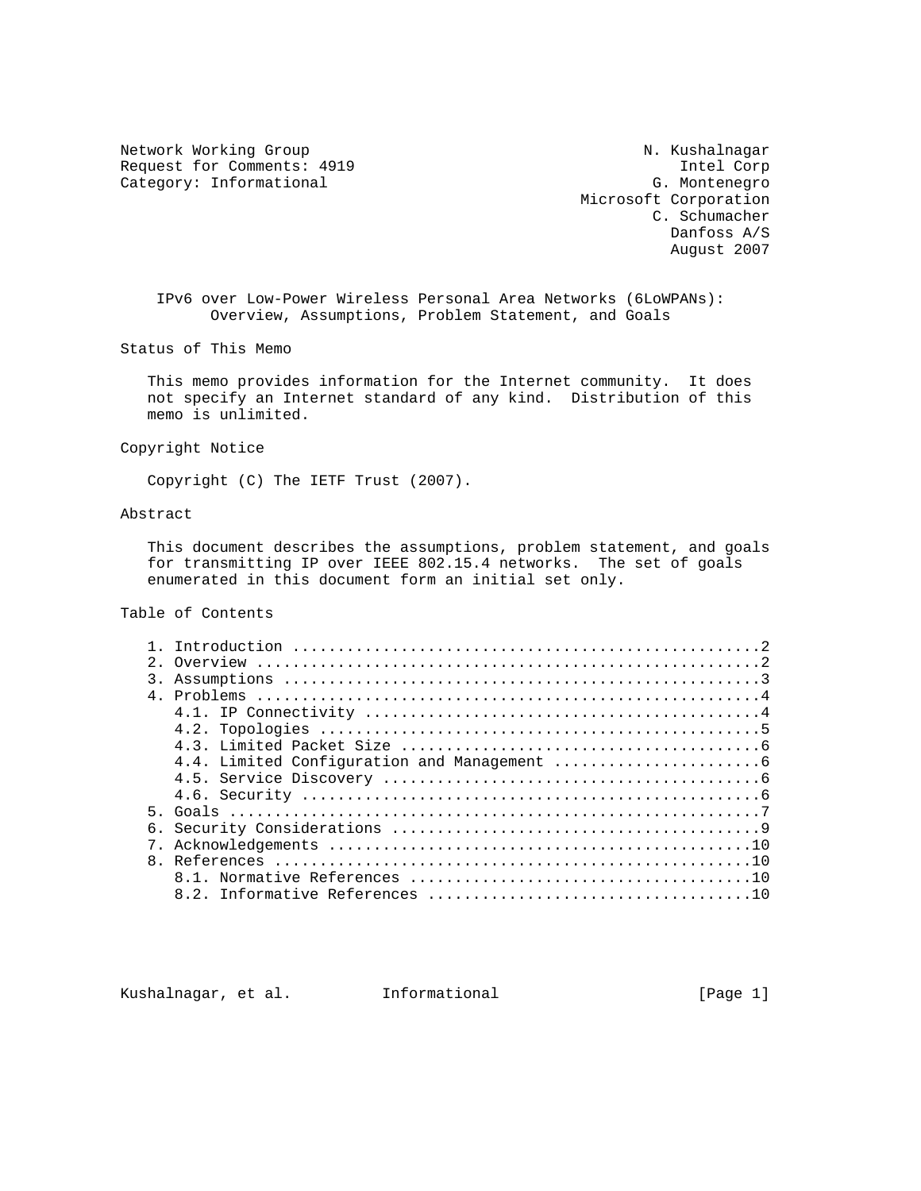Network Working Group N. Kushalnagar
Request for Comments: 4919 Intel Corp
Category: Informational G. Montenegro
Microsoft Corporation
C. Schumacher
Danfoss A/S
August 2007

# IPv6 over Low-Power Wireless Personal Area Networks (6LoWPANs): Overview, Assumptions, Problem Statement, and Goals

## Status of This Memo

This memo provides information for the Internet community. It does not specify an Internet standard of any kind. Distribution of this memo is unlimited.

## Copyright Notice

Copyright (C) The IETF Trust (2007).

## Abstract

This document describes the assumptions, problem statement, and goals for transmitting IP over IEEE 802.15.4 networks. The set of goals enumerated in this document form an initial set only.

## Table of Contents

1. Introduction ....................................................2
2. Overview ........................................................2
3. Assumptions .....................................................3
4. Problems ........................................................4
   4.1. IP Connectivity ............................................4
   4.2. Topologies .................................................5
   4.3. Limited Packet Size ........................................6
   4.4. Limited Configuration and Management .......................6
   4.5. Service Discovery ..........................................6
   4.6. Security ...................................................6
5. Goals ...........................................................7
6. Security Considerations .........................................9
7. Acknowledgements ...............................................10
8. References .....................................................10
   8.1. Normative References ......................................10
   8.2. Informative References ....................................10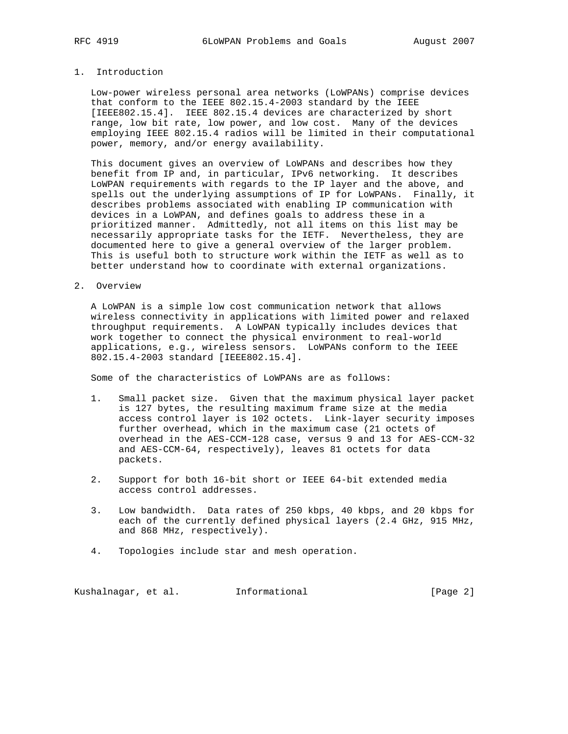## 1. Introduction

Low-power wireless personal area networks (LoWPANs) comprise devices that conform to the IEEE 802.15.4-2003 standard by the IEEE [IEEE802.15.4]. IEEE 802.15.4 devices are characterized by short range, low bit rate, low power, and low cost. Many of the devices employing IEEE 802.15.4 radios will be limited in their computational power, memory, and/or energy availability.

This document gives an overview of LoWPANs and describes how they benefit from IP and, in particular, IPv6 networking. It describes LoWPAN requirements with regards to the IP layer and the above, and spells out the underlying assumptions of IP for LoWPANs. Finally, it describes problems associated with enabling IP communication with devices in a LoWPAN, and defines goals to address these in a prioritized manner. Admittedly, not all items on this list may be necessarily appropriate tasks for the IETF. Nevertheless, they are documented here to give a general overview of the larger problem. This is useful both to structure work within the IETF as well as to better understand how to coordinate with external organizations.

## 2. Overview

A LoWPAN is a simple low cost communication network that allows wireless connectivity in applications with limited power and relaxed throughput requirements. A LoWPAN typically includes devices that work together to connect the physical environment to real-world applications, e.g., wireless sensors. LoWPANs conform to the IEEE 802.15.4-2003 standard [IEEE802.15.4].

Some of the characteristics of LoWPANs are as follows:

1. Small packet size. Given that the maximum physical layer packet is 127 bytes, the resulting maximum frame size at the media access control layer is 102 octets. Link-layer security imposes further overhead, which in the maximum case (21 octets of overhead in the AES-CCM-128 case, versus 9 and 13 for AES-CCM-32 and AES-CCM-64, respectively), leaves 81 octets for data packets.

2. Support for both 16-bit short or IEEE 64-bit extended media access control addresses.

3. Low bandwidth. Data rates of 250 kbps, 40 kbps, and 20 kbps for each of the currently defined physical layers (2.4 GHz, 915 MHz, and 868 MHz, respectively).

4. Topologies include star and mesh operation.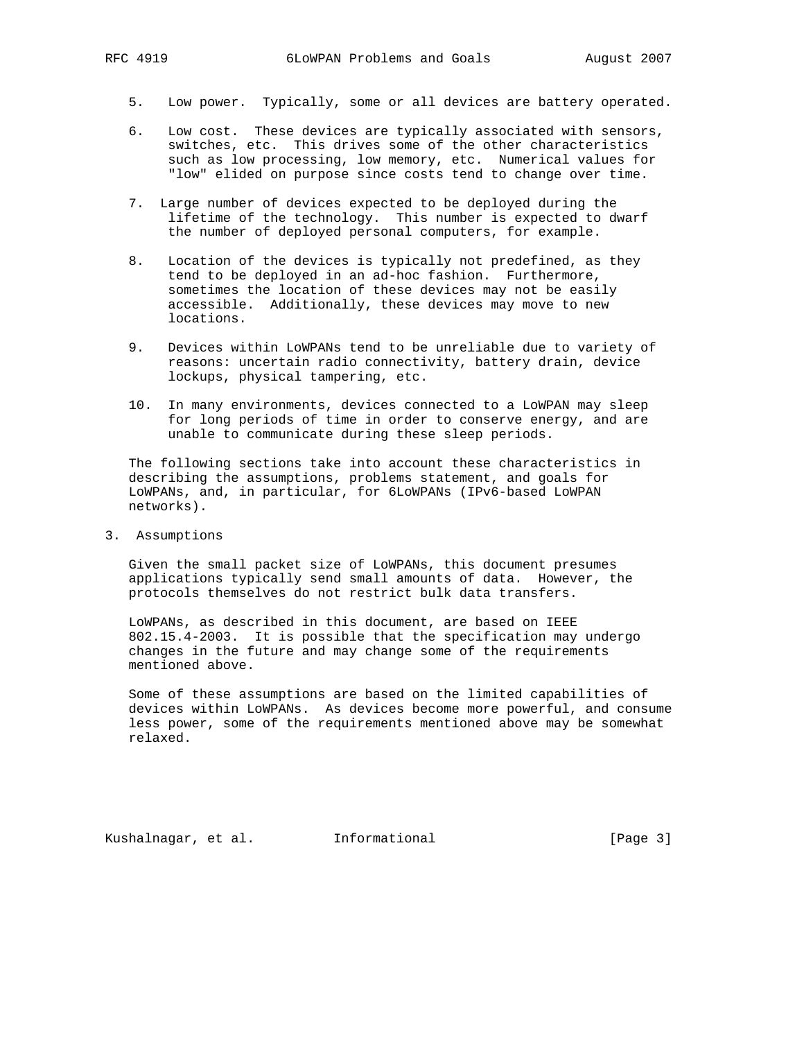5. Low power. Typically, some or all devices are battery operated.

6. Low cost. These devices are typically associated with sensors, switches, etc. This drives some of the other characteristics such as low processing, low memory, etc. Numerical values for "low" elided on purpose since costs tend to change over time.

7. Large number of devices expected to be deployed during the lifetime of the technology. This number is expected to dwarf the number of deployed personal computers, for example.

8. Location of the devices is typically not predefined, as they tend to be deployed in an ad-hoc fashion. Furthermore, sometimes the location of these devices may not be easily accessible. Additionally, these devices may move to new locations.

9. Devices within LoWPANs tend to be unreliable due to variety of reasons: uncertain radio connectivity, battery drain, device lockups, physical tampering, etc.

10. In many environments, devices connected to a LoWPAN may sleep for long periods of time in order to conserve energy, and are unable to communicate during these sleep periods.

The following sections take into account these characteristics in describing the assumptions, problems statement, and goals for LoWPANs, and, in particular, for 6LoWPANs (IPv6-based LoWPAN networks).

## 3. Assumptions

Given the small packet size of LoWPANs, this document presumes applications typically send small amounts of data. However, the protocols themselves do not restrict bulk data transfers.

LoWPANs, as described in this document, are based on IEEE 802.15.4-2003. It is possible that the specification may undergo changes in the future and may change some of the requirements mentioned above.

Some of these assumptions are based on the limited capabilities of devices within LoWPANs. As devices become more powerful, and consume less power, some of the requirements mentioned above may be somewhat relaxed.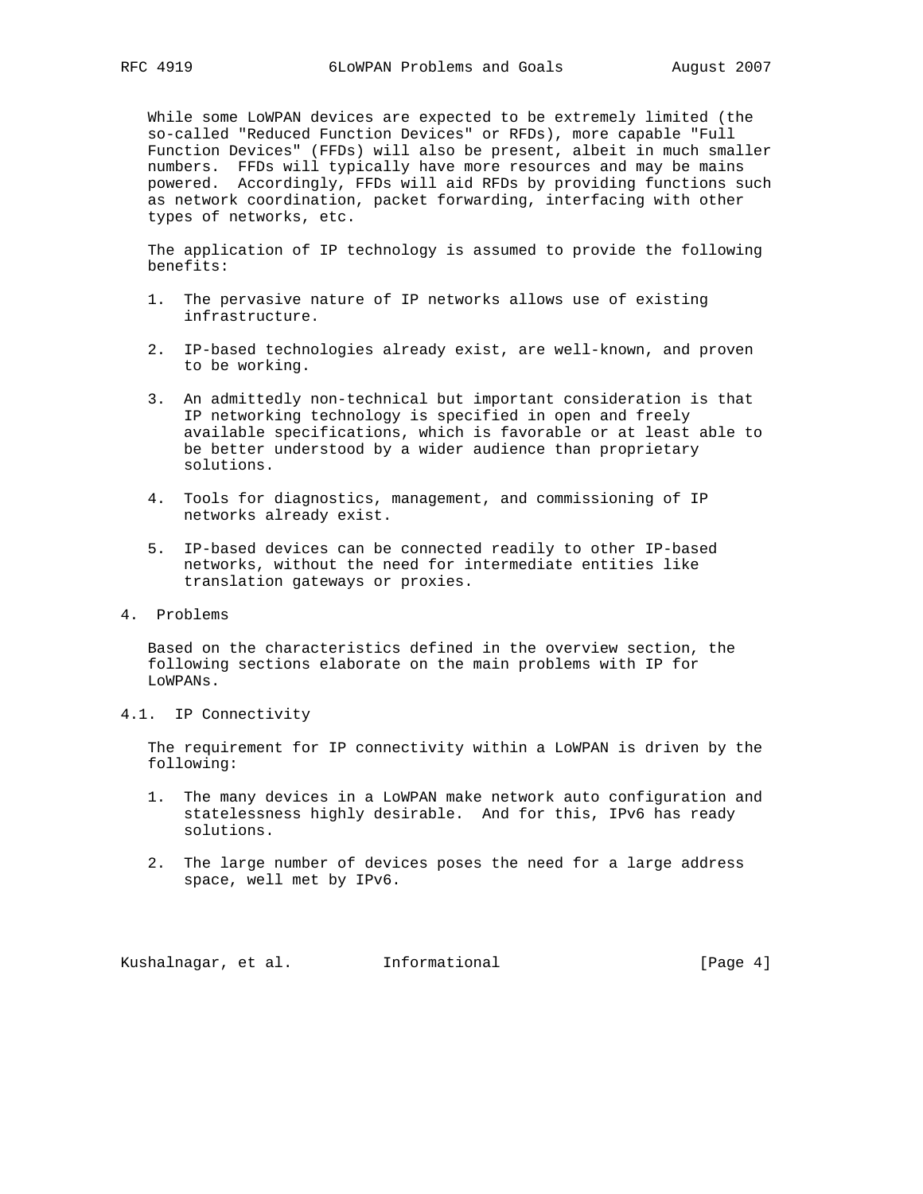While some LoWPAN devices are expected to be extremely limited (the so-called "Reduced Function Devices" or RFDs), more capable "Full Function Devices" (FFDs) will also be present, albeit in much smaller numbers. FFDs will typically have more resources and may be mains powered. Accordingly, FFDs will aid RFDs by providing functions such as network coordination, packet forwarding, interfacing with other types of networks, etc.

The application of IP technology is assumed to provide the following benefits:

1. The pervasive nature of IP networks allows use of existing infrastructure.

2. IP-based technologies already exist, are well-known, and proven to be working.

3. An admittedly non-technical but important consideration is that IP networking technology is specified in open and freely available specifications, which is favorable or at least able to be better understood by a wider audience than proprietary solutions.

4. Tools for diagnostics, management, and commissioning of IP networks already exist.

5. IP-based devices can be connected readily to other IP-based networks, without the need for intermediate entities like translation gateways or proxies.

## 4. Problems

Based on the characteristics defined in the overview section, the following sections elaborate on the main problems with IP for LoWPANs.

### 4.1. IP Connectivity

The requirement for IP connectivity within a LoWPAN is driven by the following:

1. The many devices in a LoWPAN make network auto configuration and statelessness highly desirable. And for this, IPv6 has ready solutions.

2. The large number of devices poses the need for a large address space, well met by IPv6.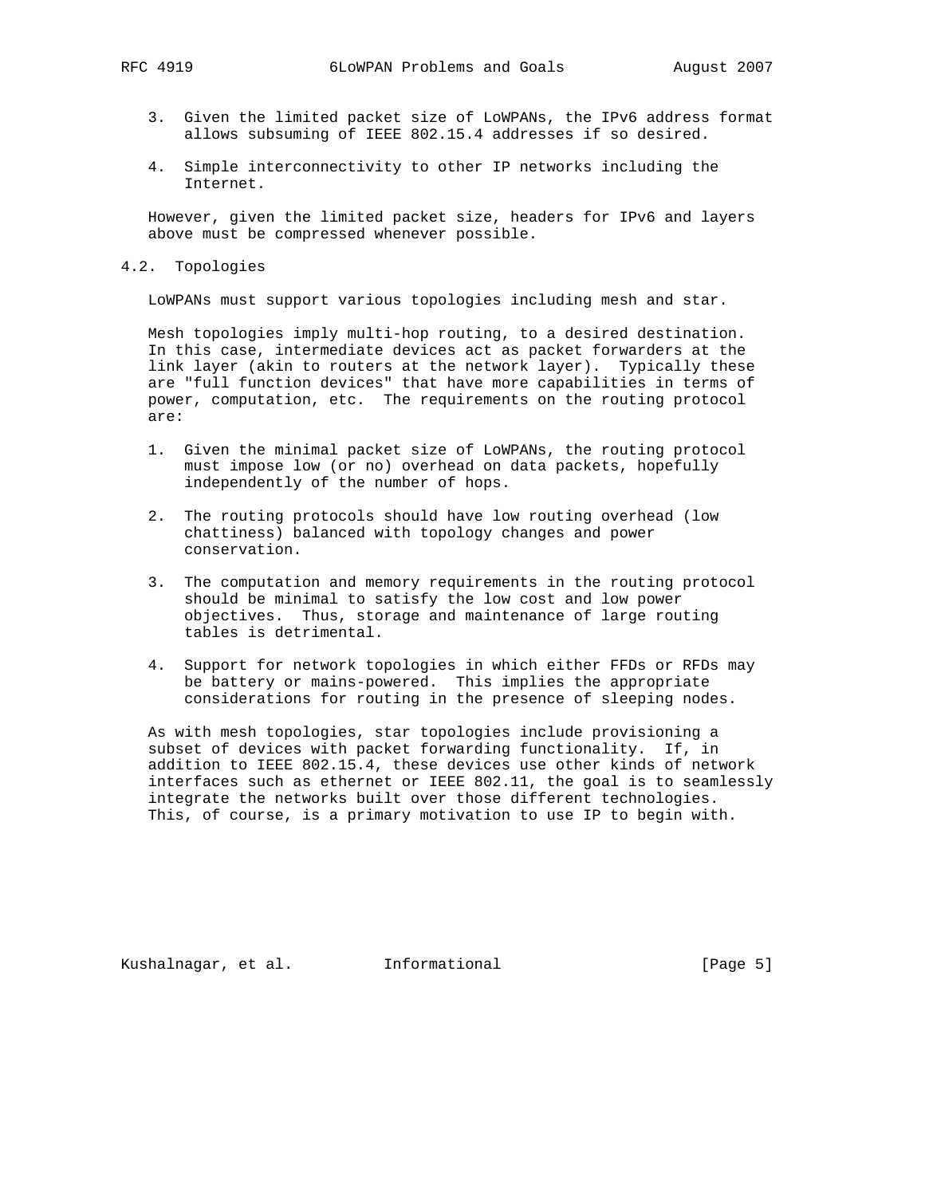3. Given the limited packet size of LoWPANs, the IPv6 address format allows subsuming of IEEE 802.15.4 addresses if so desired.

4. Simple interconnectivity to other IP networks including the Internet.

However, given the limited packet size, headers for IPv6 and layers above must be compressed whenever possible.

## 4.2. Topologies

LoWPANs must support various topologies including mesh and star.

Mesh topologies imply multi-hop routing, to a desired destination. In this case, intermediate devices act as packet forwarders at the link layer (akin to routers at the network layer). Typically these are "full function devices" that have more capabilities in terms of power, computation, etc. The requirements on the routing protocol are:

1. Given the minimal packet size of LoWPANs, the routing protocol must impose low (or no) overhead on data packets, hopefully independently of the number of hops.

2. The routing protocols should have low routing overhead (low chattiness) balanced with topology changes and power conservation.

3. The computation and memory requirements in the routing protocol should be minimal to satisfy the low cost and low power objectives. Thus, storage and maintenance of large routing tables is detrimental.

4. Support for network topologies in which either FFDs or RFDs may be battery or mains-powered. This implies the appropriate considerations for routing in the presence of sleeping nodes.

As with mesh topologies, star topologies include provisioning a subset of devices with packet forwarding functionality. If, in addition to IEEE 802.15.4, these devices use other kinds of network interfaces such as ethernet or IEEE 802.11, the goal is to seamlessly integrate the networks built over those different technologies. This, of course, is a primary motivation to use IP to begin with.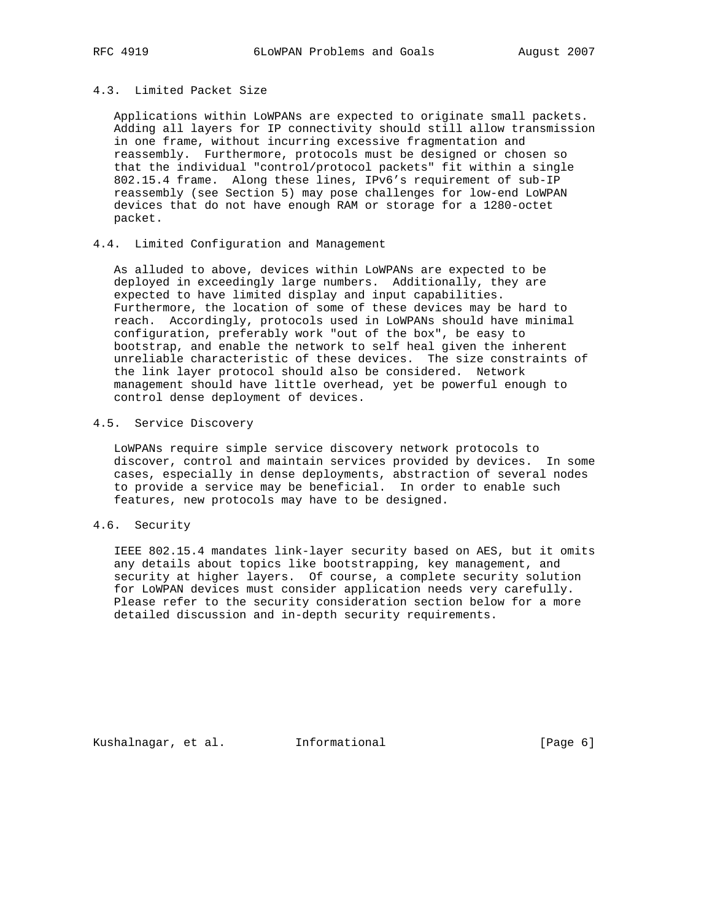### 4.3. Limited Packet Size

Applications within LoWPANs are expected to originate small packets. Adding all layers for IP connectivity should still allow transmission in one frame, without incurring excessive fragmentation and reassembly. Furthermore, protocols must be designed or chosen so that the individual "control/protocol packets" fit within a single 802.15.4 frame. Along these lines, IPv6's requirement of sub-IP reassembly (see Section 5) may pose challenges for low-end LoWPAN devices that do not have enough RAM or storage for a 1280-octet packet.

### 4.4. Limited Configuration and Management

As alluded to above, devices within LoWPANs are expected to be deployed in exceedingly large numbers. Additionally, they are expected to have limited display and input capabilities. Furthermore, the location of some of these devices may be hard to reach. Accordingly, protocols used in LoWPANs should have minimal configuration, preferably work "out of the box", be easy to bootstrap, and enable the network to self heal given the inherent unreliable characteristic of these devices. The size constraints of the link layer protocol should also be considered. Network management should have little overhead, yet be powerful enough to control dense deployment of devices.

### 4.5. Service Discovery

LoWPANs require simple service discovery network protocols to discover, control and maintain services provided by devices. In some cases, especially in dense deployments, abstraction of several nodes to provide a service may be beneficial. In order to enable such features, new protocols may have to be designed.

### 4.6. Security

IEEE 802.15.4 mandates link-layer security based on AES, but it omits any details about topics like bootstrapping, key management, and security at higher layers. Of course, a complete security solution for LoWPAN devices must consider application needs very carefully. Please refer to the security consideration section below for a more detailed discussion and in-depth security requirements.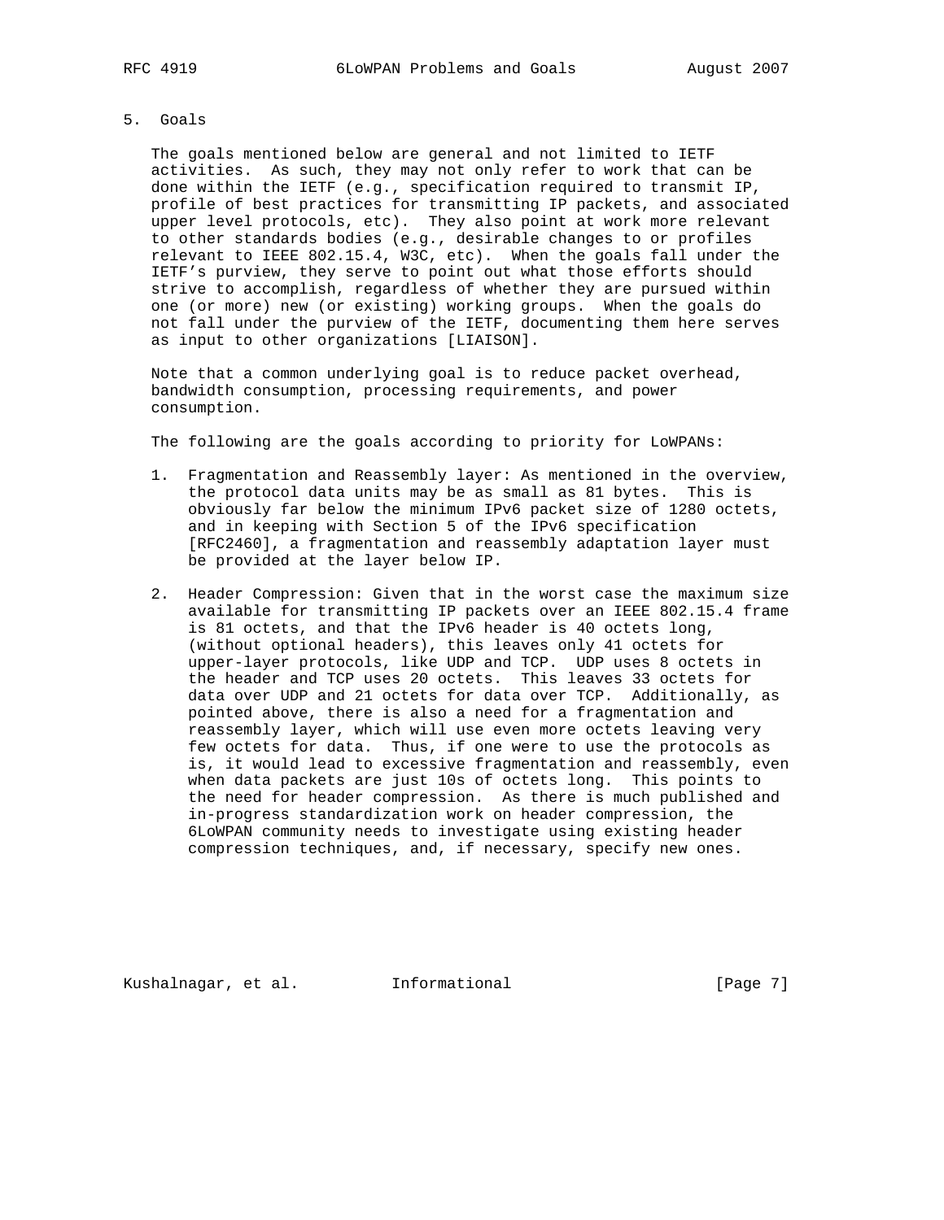## 5. Goals

The goals mentioned below are general and not limited to IETF activities. As such, they may not only refer to work that can be done within the IETF (e.g., specification required to transmit IP, profile of best practices for transmitting IP packets, and associated upper level protocols, etc). They also point at work more relevant to other standards bodies (e.g., desirable changes to or profiles relevant to IEEE 802.15.4, W3C, etc). When the goals fall under the IETF's purview, they serve to point out what those efforts should strive to accomplish, regardless of whether they are pursued within one (or more) new (or existing) working groups. When the goals do not fall under the purview of the IETF, documenting them here serves as input to other organizations [LIAISON].

Note that a common underlying goal is to reduce packet overhead, bandwidth consumption, processing requirements, and power consumption.

The following are the goals according to priority for LoWPANs:

1. Fragmentation and Reassembly layer: As mentioned in the overview, the protocol data units may be as small as 81 bytes. This is obviously far below the minimum IPv6 packet size of 1280 octets, and in keeping with Section 5 of the IPv6 specification [RFC2460], a fragmentation and reassembly adaptation layer must be provided at the layer below IP.

2. Header Compression: Given that in the worst case the maximum size available for transmitting IP packets over an IEEE 802.15.4 frame is 81 octets, and that the IPv6 header is 40 octets long, (without optional headers), this leaves only 41 octets for upper-layer protocols, like UDP and TCP. UDP uses 8 octets in the header and TCP uses 20 octets. This leaves 33 octets for data over UDP and 21 octets for data over TCP. Additionally, as pointed above, there is also a need for a fragmentation and reassembly layer, which will use even more octets leaving very few octets for data. Thus, if one were to use the protocols as is, it would lead to excessive fragmentation and reassembly, even when data packets are just 10s of octets long. This points to the need for header compression. As there is much published and in-progress standardization work on header compression, the 6LoWPAN community needs to investigate using existing header compression techniques, and, if necessary, specify new ones.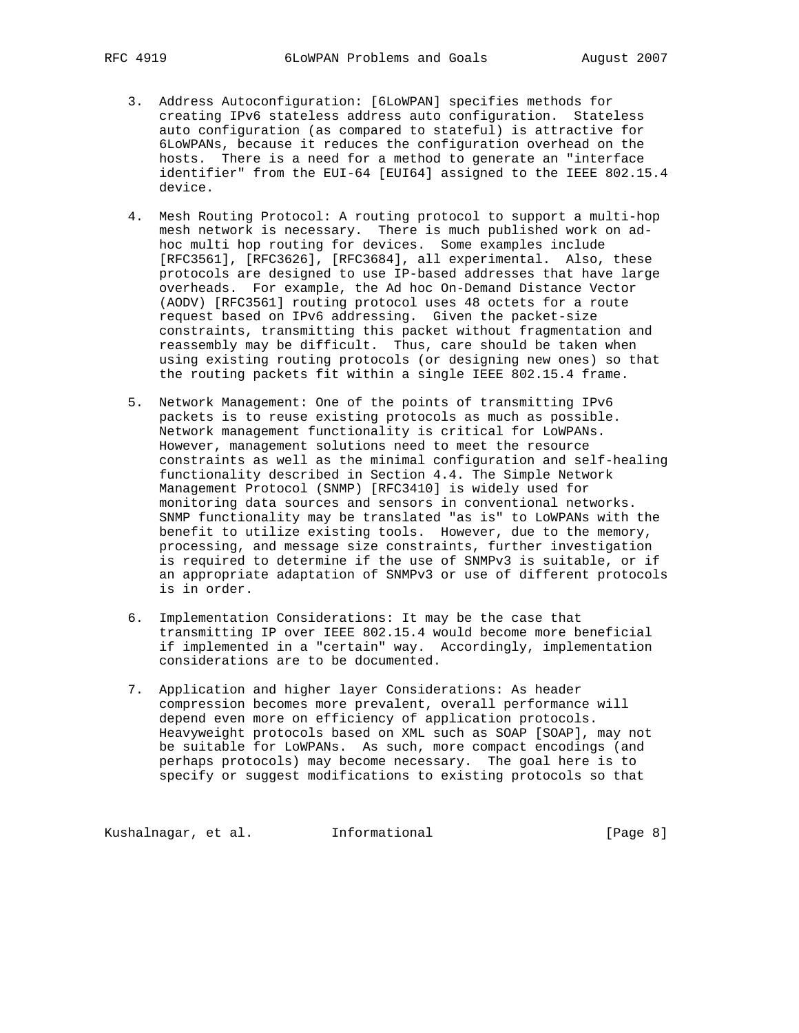3. Address Autoconfiguration: [6LoWPAN] specifies methods for creating IPv6 stateless address auto configuration. Stateless auto configuration (as compared to stateful) is attractive for 6LoWPANs, because it reduces the configuration overhead on the hosts. There is a need for a method to generate an "interface identifier" from the EUI-64 [EUI64] assigned to the IEEE 802.15.4 device.

4. Mesh Routing Protocol: A routing protocol to support a multi-hop mesh network is necessary. There is much published work on ad-hoc multi hop routing for devices. Some examples include [RFC3561], [RFC3626], [RFC3684], all experimental. Also, these protocols are designed to use IP-based addresses that have large overheads. For example, the Ad hoc On-Demand Distance Vector (AODV) [RFC3561] routing protocol uses 48 octets for a route request based on IPv6 addressing. Given the packet-size constraints, transmitting this packet without fragmentation and reassembly may be difficult. Thus, care should be taken when using existing routing protocols (or designing new ones) so that the routing packets fit within a single IEEE 802.15.4 frame.

5. Network Management: One of the points of transmitting IPv6 packets is to reuse existing protocols as much as possible. Network management functionality is critical for LoWPANs. However, management solutions need to meet the resource constraints as well as the minimal configuration and self-healing functionality described in Section 4.4. The Simple Network Management Protocol (SNMP) [RFC3410] is widely used for monitoring data sources and sensors in conventional networks. SNMP functionality may be translated "as is" to LoWPANs with the benefit to utilize existing tools. However, due to the memory, processing, and message size constraints, further investigation is required to determine if the use of SNMPv3 is suitable, or if an appropriate adaptation of SNMPv3 or use of different protocols is in order.

6. Implementation Considerations: It may be the case that transmitting IP over IEEE 802.15.4 would become more beneficial if implemented in a "certain" way. Accordingly, implementation considerations are to be documented.

7. Application and higher layer Considerations: As header compression becomes more prevalent, overall performance will depend even more on efficiency of application protocols. Heavyweight protocols based on XML such as SOAP [SOAP], may not be suitable for LoWPANs. As such, more compact encodings (and perhaps protocols) may become necessary. The goal here is to specify or suggest modifications to existing protocols so that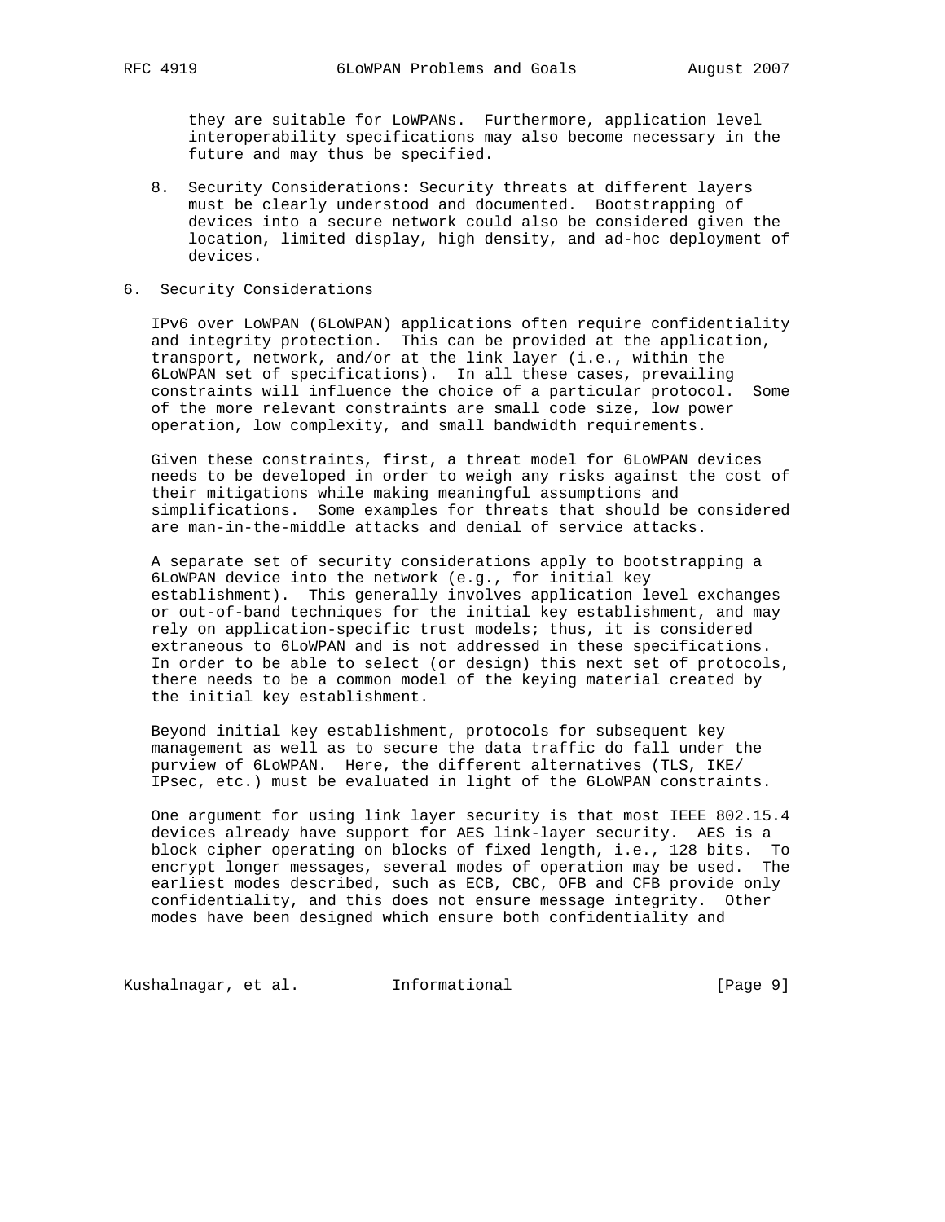they are suitable for LoWPANs. Furthermore, application level interoperability specifications may also become necessary in the future and may thus be specified.

8. Security Considerations: Security threats at different layers must be clearly understood and documented. Bootstrapping of devices into a secure network could also be considered given the location, limited display, high density, and ad-hoc deployment of devices.

## 6. Security Considerations

IPv6 over LoWPAN (6LoWPAN) applications often require confidentiality and integrity protection. This can be provided at the application, transport, network, and/or at the link layer (i.e., within the 6LoWPAN set of specifications). In all these cases, prevailing constraints will influence the choice of a particular protocol. Some of the more relevant constraints are small code size, low power operation, low complexity, and small bandwidth requirements.

Given these constraints, first, a threat model for 6LoWPAN devices needs to be developed in order to weigh any risks against the cost of their mitigations while making meaningful assumptions and simplifications. Some examples for threats that should be considered are man-in-the-middle attacks and denial of service attacks.

A separate set of security considerations apply to bootstrapping a 6LoWPAN device into the network (e.g., for initial key establishment). This generally involves application level exchanges or out-of-band techniques for the initial key establishment, and may rely on application-specific trust models; thus, it is considered extraneous to 6LoWPAN and is not addressed in these specifications. In order to be able to select (or design) this next set of protocols, there needs to be a common model of the keying material created by the initial key establishment.

Beyond initial key establishment, protocols for subsequent key management as well as to secure the data traffic do fall under the purview of 6LoWPAN. Here, the different alternatives (TLS, IKE/IPsec, etc.) must be evaluated in light of the 6LoWPAN constraints.

One argument for using link layer security is that most IEEE 802.15.4 devices already have support for AES link-layer security. AES is a block cipher operating on blocks of fixed length, i.e., 128 bits. To encrypt longer messages, several modes of operation may be used. The earliest modes described, such as ECB, CBC, OFB and CFB provide only confidentiality, and this does not ensure message integrity. Other modes have been designed which ensure both confidentiality and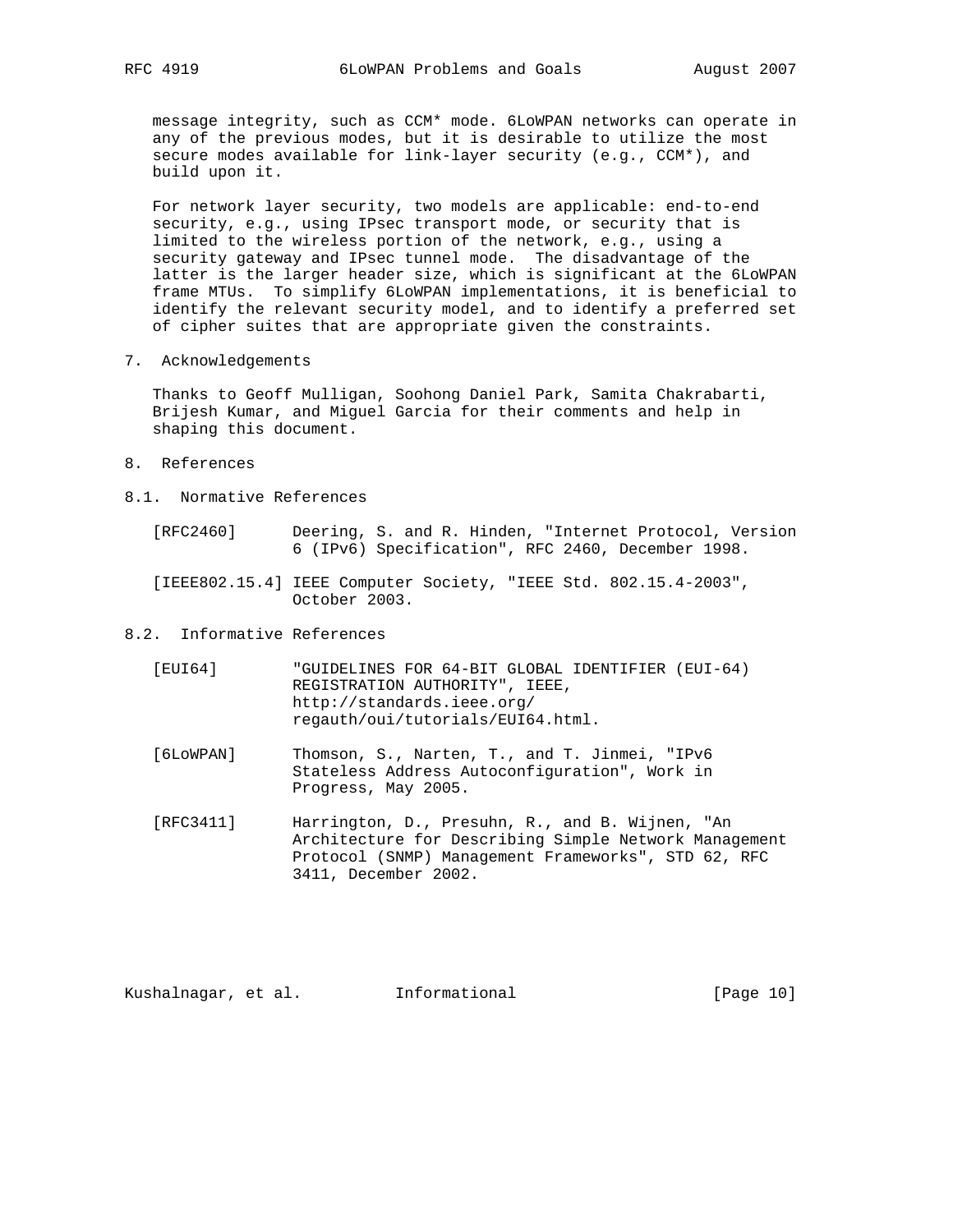message integrity, such as CCM* mode. 6LoWPAN networks can operate in any of the previous modes, but it is desirable to utilize the most secure modes available for link-layer security (e.g., CCM*), and build upon it.

For network layer security, two models are applicable: end-to-end security, e.g., using IPsec transport mode, or security that is limited to the wireless portion of the network, e.g., using a security gateway and IPsec tunnel mode. The disadvantage of the latter is the larger header size, which is significant at the 6LoWPAN frame MTUs. To simplify 6LoWPAN implementations, it is beneficial to identify the relevant security model, and to identify a preferred set of cipher suites that are appropriate given the constraints.

# 7. Acknowledgements

Thanks to Geoff Mulligan, Soohong Daniel Park, Samita Chakrabarti, Brijesh Kumar, and Miguel Garcia for their comments and help in shaping this document.

# 8. References

## 8.1. Normative References

[RFC2460] Deering, S. and R. Hinden, "Internet Protocol, Version 6 (IPv6) Specification", RFC 2460, December 1998.

[IEEE802.15.4] IEEE Computer Society, "IEEE Std. 802.15.4-2003", October 2003.

## 8.2. Informative References

[EUI64] "GUIDELINES FOR 64-BIT GLOBAL IDENTIFIER (EUI-64) REGISTRATION AUTHORITY", IEEE, http://standards.ieee.org/regauth/oui/tutorials/EUI64.html.

[6LoWPAN] Thomson, S., Narten, T., and T. Jinmei, "IPv6 Stateless Address Autoconfiguration", Work in Progress, May 2005.

[RFC3411] Harrington, D., Presuhn, R., and B. Wijnen, "An Architecture for Describing Simple Network Management Protocol (SNMP) Management Frameworks", STD 62, RFC 3411, December 2002.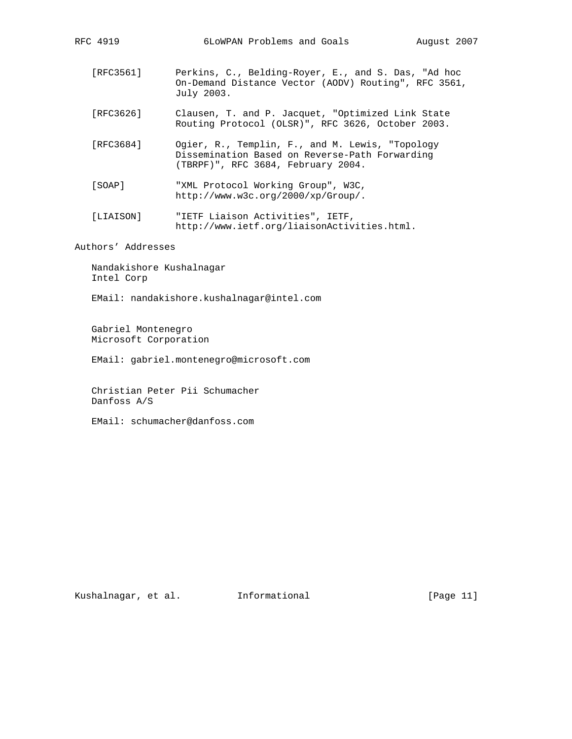[RFC3561] Perkins, C., Belding-Royer, E., and S. Das, "Ad hoc On-Demand Distance Vector (AODV) Routing", RFC 3561, July 2003.

[RFC3626] Clausen, T. and P. Jacquet, "Optimized Link State Routing Protocol (OLSR)", RFC 3626, October 2003.

[RFC3684] Ogier, R., Templin, F., and M. Lewis, "Topology Dissemination Based on Reverse-Path Forwarding (TBRPF)", RFC 3684, February 2004.

[SOAP] "XML Protocol Working Group", W3C, http://www.w3c.org/2000/xp/Group/.

[LIAISON] "IETF Liaison Activities", IETF, http://www.ietf.org/liaisonActivities.html.

## Authors' Addresses

Nandakishore Kushalnagar
Intel Corp

EMail: nandakishore.kushalnagar@intel.com

Gabriel Montenegro
Microsoft Corporation

EMail: gabriel.montenegro@microsoft.com

Christian Peter Pii Schumacher
Danfoss A/S

EMail: schumacher@danfoss.com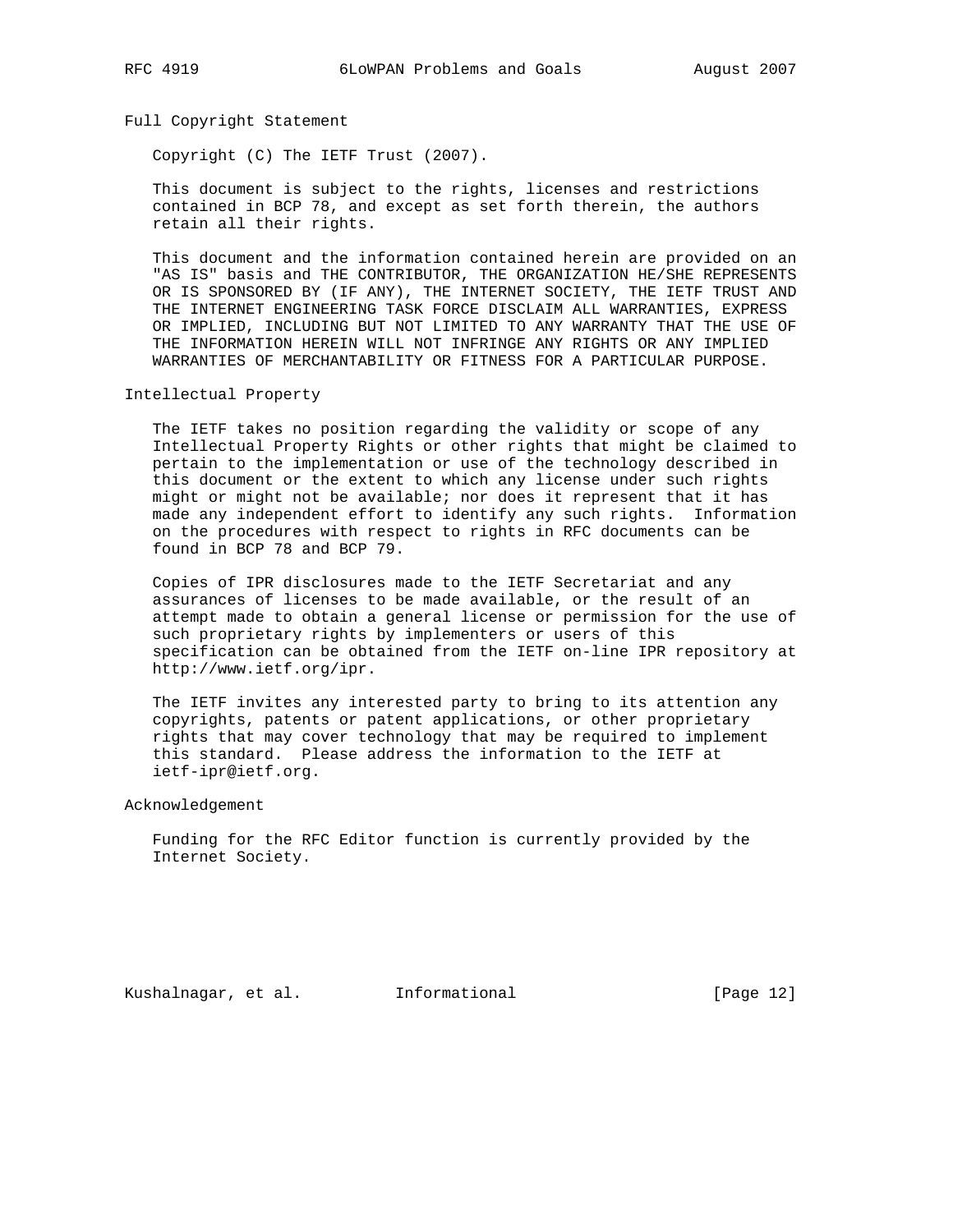## Full Copyright Statement

Copyright (C) The IETF Trust (2007).

This document is subject to the rights, licenses and restrictions contained in BCP 78, and except as set forth therein, the authors retain all their rights.

This document and the information contained herein are provided on an "AS IS" basis and THE CONTRIBUTOR, THE ORGANIZATION HE/SHE REPRESENTS OR IS SPONSORED BY (IF ANY), THE INTERNET SOCIETY, THE IETF TRUST AND THE INTERNET ENGINEERING TASK FORCE DISCLAIM ALL WARRANTIES, EXPRESS OR IMPLIED, INCLUDING BUT NOT LIMITED TO ANY WARRANTY THAT THE USE OF THE INFORMATION HEREIN WILL NOT INFRINGE ANY RIGHTS OR ANY IMPLIED WARRANTIES OF MERCHANTABILITY OR FITNESS FOR A PARTICULAR PURPOSE.

## Intellectual Property

The IETF takes no position regarding the validity or scope of any Intellectual Property Rights or other rights that might be claimed to pertain to the implementation or use of the technology described in this document or the extent to which any license under such rights might or might not be available; nor does it represent that it has made any independent effort to identify any such rights. Information on the procedures with respect to rights in RFC documents can be found in BCP 78 and BCP 79.

Copies of IPR disclosures made to the IETF Secretariat and any assurances of licenses to be made available, or the result of an attempt made to obtain a general license or permission for the use of such proprietary rights by implementers or users of this specification can be obtained from the IETF on-line IPR repository at http://www.ietf.org/ipr.

The IETF invites any interested party to bring to its attention any copyrights, patents or patent applications, or other proprietary rights that may cover technology that may be required to implement this standard. Please address the information to the IETF at ietf-ipr@ietf.org.

## Acknowledgement

Funding for the RFC Editor function is currently provided by the Internet Society.